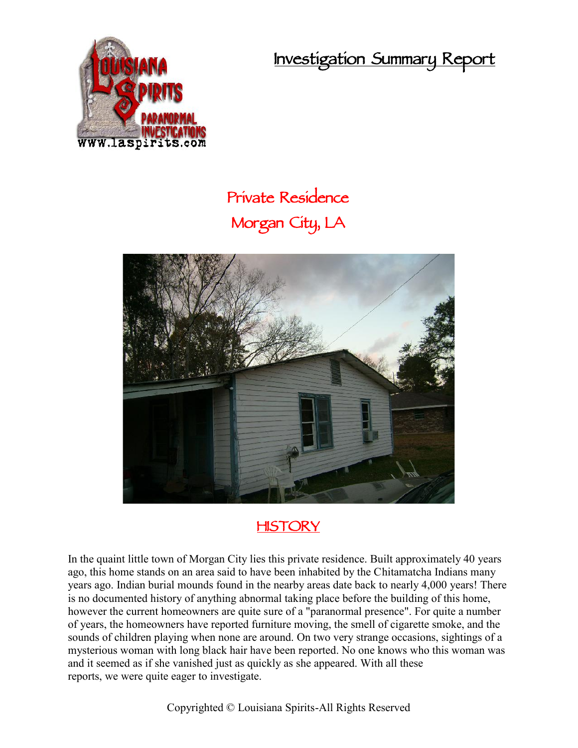# Investigation Summary Report

## Private Residence
## Morgan City, LA

## HISTORY

In the quaint little town of Morgan City lies this private residence. Built approximately 40 years ago, this home stands on an area said to have been inhabited by the Chitamatcha Indians many years ago. Indian burial mounds found in the nearby areas date back to nearly 4,000 years! There is no documented history of anything abnormal taking place before the building of this home, however the current homeowners are quite sure of a "paranormal presence". For quite a number of years, the homeowners have reported furniture moving, the smell of cigarette smoke, and the sounds of children playing when none are around. On two very strange occasions, sightings of a mysterious woman with long black hair have been reported. No one knows who this woman was and it seemed as if she vanished just as quickly as she appeared. With all these reports, we were quite eager to investigate.

Copyrighted © Louisiana Spirits-All Rights Reserved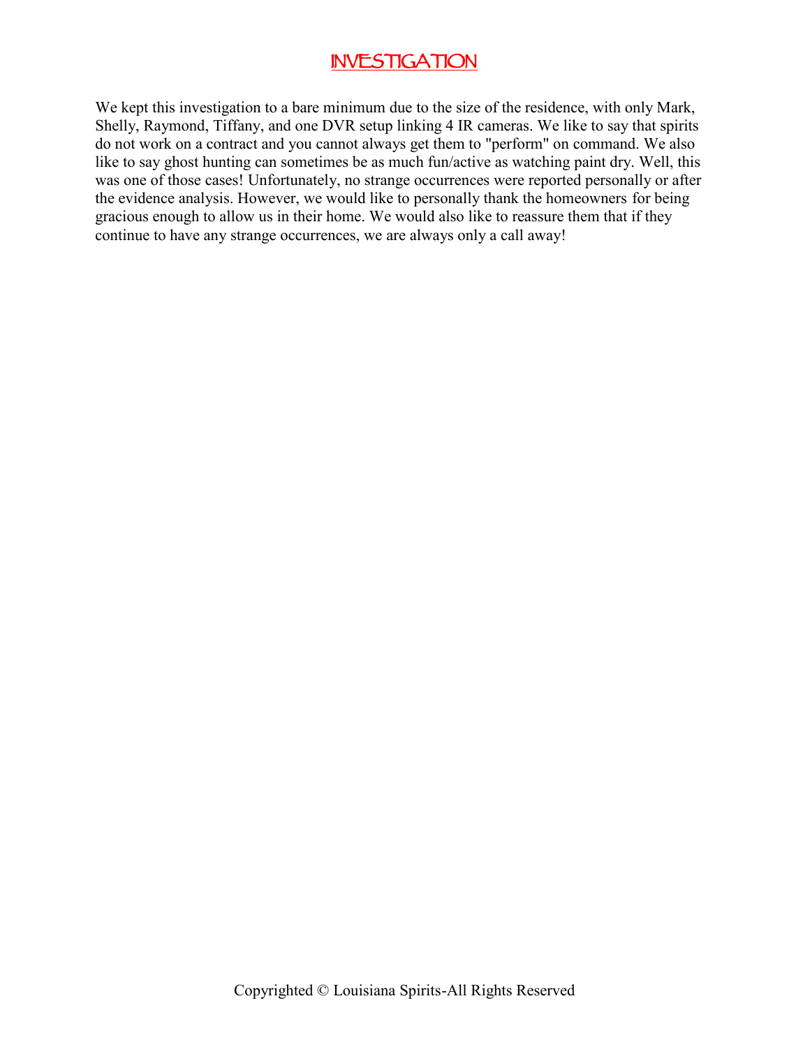# INVESTIGATION

We kept this investigation to a bare minimum due to the size of the residence, with only Mark, Shelly, Raymond, Tiffany, and one DVR setup linking 4 IR cameras. We like to say that spirits do not work on a contract and you cannot always get them to "perform" on command. We also like to say ghost hunting can sometimes be as much fun/active as watching paint dry. Well, this was one of those cases! Unfortunately, no strange occurrences were reported personally or after the evidence analysis. However, we would like to personally thank the homeowners for being gracious enough to allow us in their home. We would also like to reassure them that if they continue to have any strange occurrences, we are always only a call away!

Copyrighted © Louisiana Spirits-All Rights Reserved